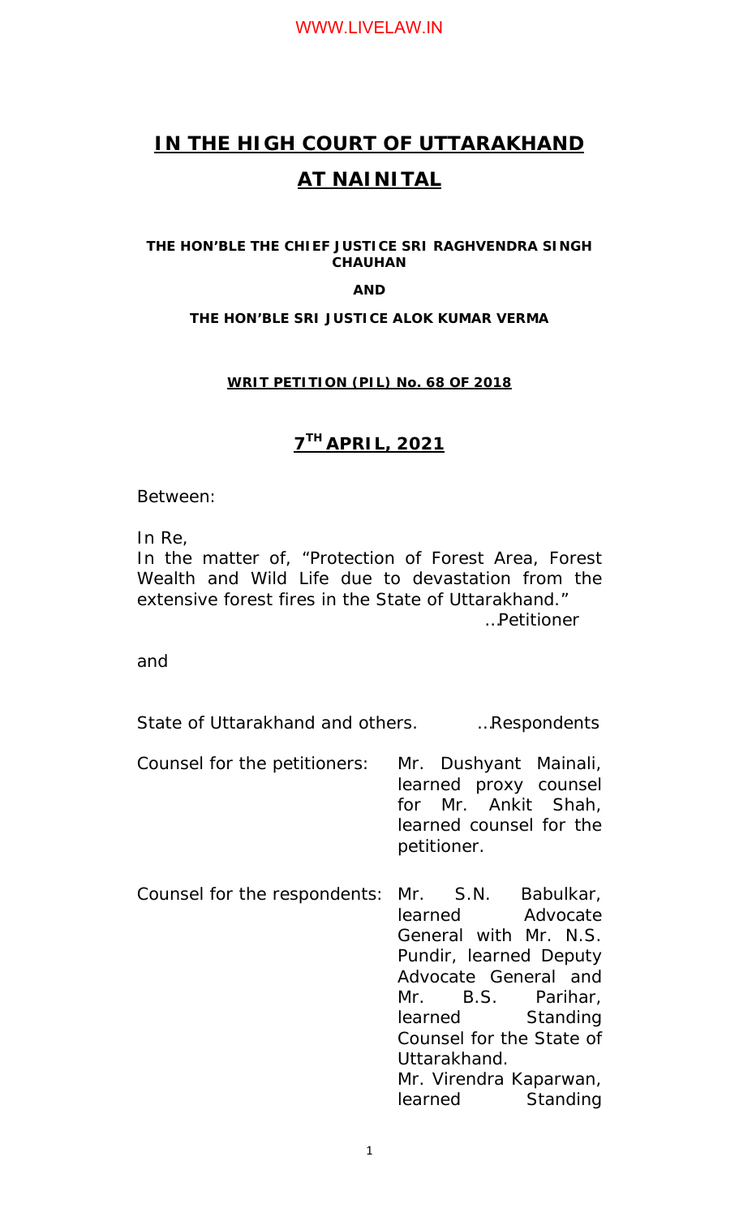# IN THE HIGH COURT OF UTTARAKHAND

# AT NAINITAL

**THE HON'BLE THE CHIEF JUSTICE SRI RAGHVENDRA SINGH CHAUHAN**

**AND**

**THE HON'BLE SRI JUSTICE ALOK KUMAR VERMA**

**WRIT PETITION (PIL) No. 68 OF 2018**

## 7TH APRIL, 2021

Between:

In Re,
In the matter of, "Protection of Forest Area, Forest Wealth and Wild Life due to devastation from the extensive forest fires in the State of Uttarakhand."

…Petitioner

and

State of Uttarakhand and others. …Respondents

Counsel for the petitioners: Mr. Dushyant Mainali, learned proxy counsel for Mr. Ankit Shah, learned counsel for the petitioner.

Counsel for the respondents: Mr. S.N. Babulkar, learned Advocate General with Mr. N.S. Pundir, learned Deputy Advocate General and Mr. B.S. Parihar, learned Standing Counsel for the State of Uttarakhand.
Mr. Virendra Kaparwan, learned Standing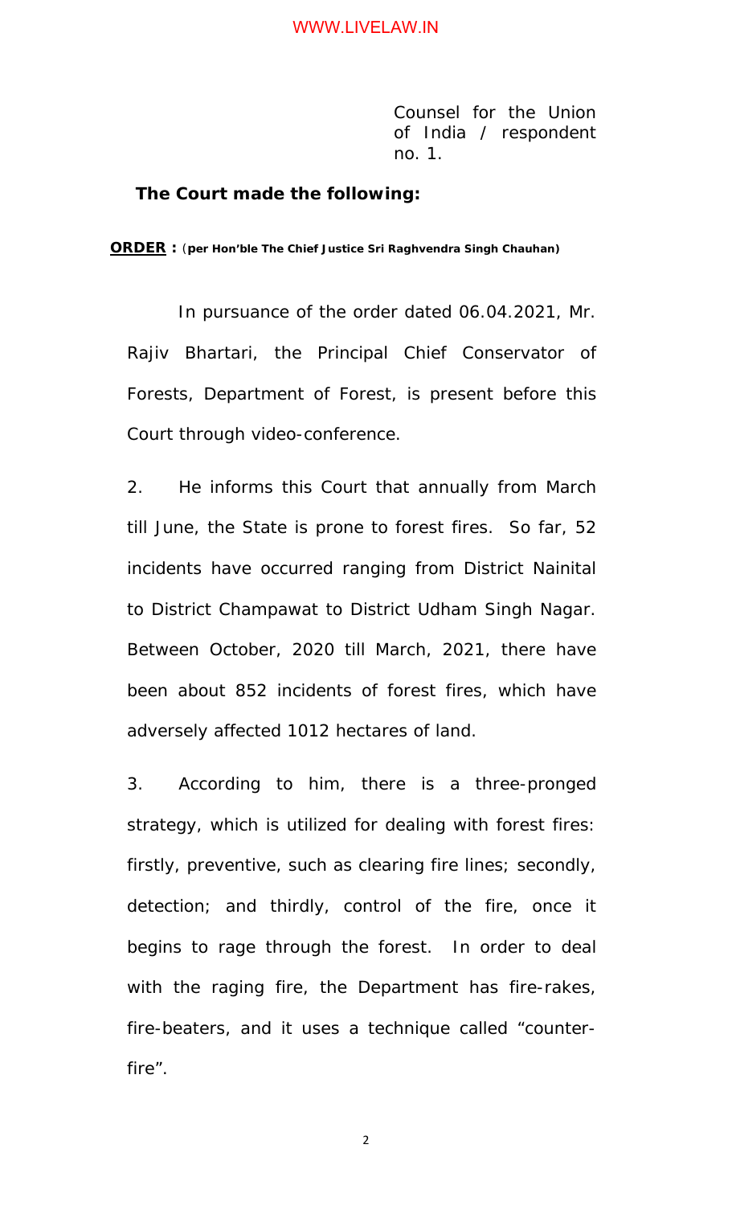Counsel for the Union of India / respondent no. 1.

**The Court made the following:**

**ORDER :** (**per Hon'ble The Chief Justice Sri Raghvendra Singh Chauhan**)

In pursuance of the order dated 06.04.2021, Mr. Rajiv Bhartari, the Principal Chief Conservator of Forests, Department of Forest, is present before this Court through video-conference.

2. He informs this Court that annually from March till June, the State is prone to forest fires. So far, 52 incidents have occurred ranging from District Nainital to District Champawat to District Udham Singh Nagar. Between October, 2020 till March, 2021, there have been about 852 incidents of forest fires, which have adversely affected 1012 hectares of land.

3. According to him, there is a three-pronged strategy, which is utilized for dealing with forest fires: firstly, preventive, such as clearing fire lines; secondly, detection; and thirdly, control of the fire, once it begins to rage through the forest. In order to deal with the raging fire, the Department has fire-rakes, fire-beaters, and it uses a technique called "counter-fire".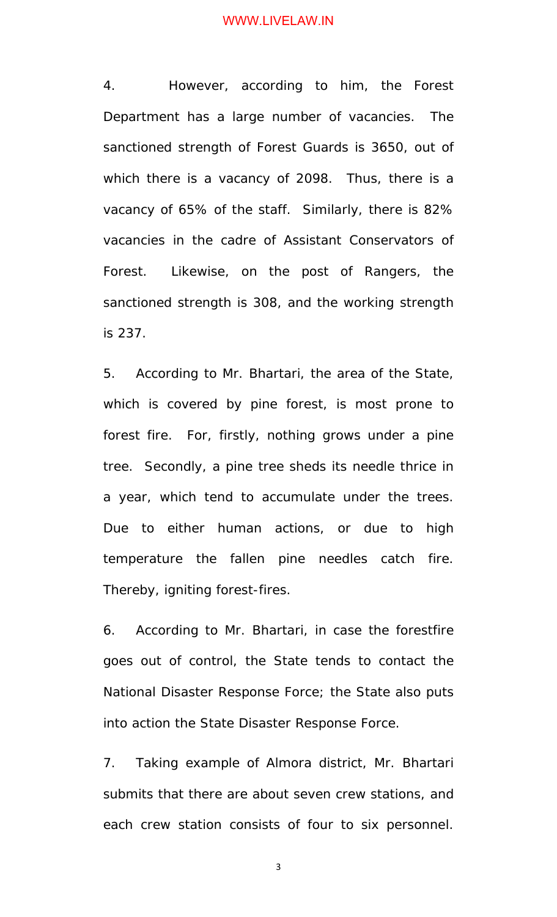4. However, according to him, the Forest Department has a large number of vacancies. The sanctioned strength of Forest Guards is 3650, out of which there is a vacancy of 2098. Thus, there is a vacancy of 65% of the staff. Similarly, there is 82% vacancies in the cadre of Assistant Conservators of Forest. Likewise, on the post of Rangers, the sanctioned strength is 308, and the working strength is 237.

5. According to Mr. Bhartari, the area of the State, which is covered by pine forest, is most prone to forest fire. For, firstly, nothing grows under a pine tree. Secondly, a pine tree sheds its needle thrice in a year, which tend to accumulate under the trees. Due to either human actions, or due to high temperature the fallen pine needles catch fire. Thereby, igniting forest-fires.

6. According to Mr. Bhartari, in case the forestfire goes out of control, the State tends to contact the National Disaster Response Force; the State also puts into action the State Disaster Response Force.

7. Taking example of Almora district, Mr. Bhartari submits that there are about seven crew stations, and each crew station consists of four to six personnel.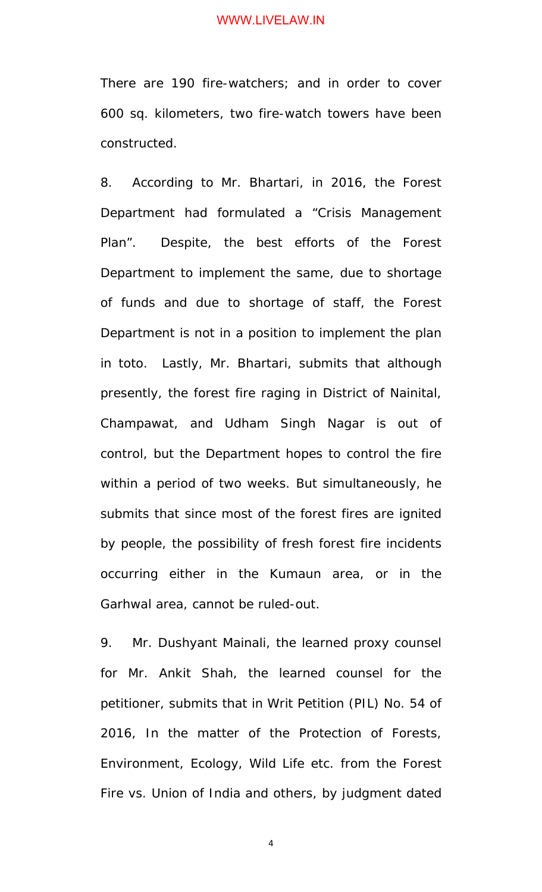There are 190 fire-watchers; and in order to cover 600 sq. kilometers, two fire-watch towers have been constructed.

8. According to Mr. Bhartari, in 2016, the Forest Department had formulated a "Crisis Management Plan". Despite, the best efforts of the Forest Department to implement the same, due to shortage of funds and due to shortage of staff, the Forest Department is not in a position to implement the plan in toto. Lastly, Mr. Bhartari, submits that although presently, the forest fire raging in District of Nainital, Champawat, and Udham Singh Nagar is out of control, but the Department hopes to control the fire within a period of two weeks. But simultaneously, he submits that since most of the forest fires are ignited by people, the possibility of fresh forest fire incidents occurring either in the Kumaun area, or in the Garhwal area, cannot be ruled-out.

9. Mr. Dushyant Mainali, the learned proxy counsel for Mr. Ankit Shah, the learned counsel for the petitioner, submits that in Writ Petition (PIL) No. 54 of 2016, *In the matter of the Protection of Forests, Environment, Ecology, Wild Life etc. from the Forest Fire vs. Union of India and others*, by judgment dated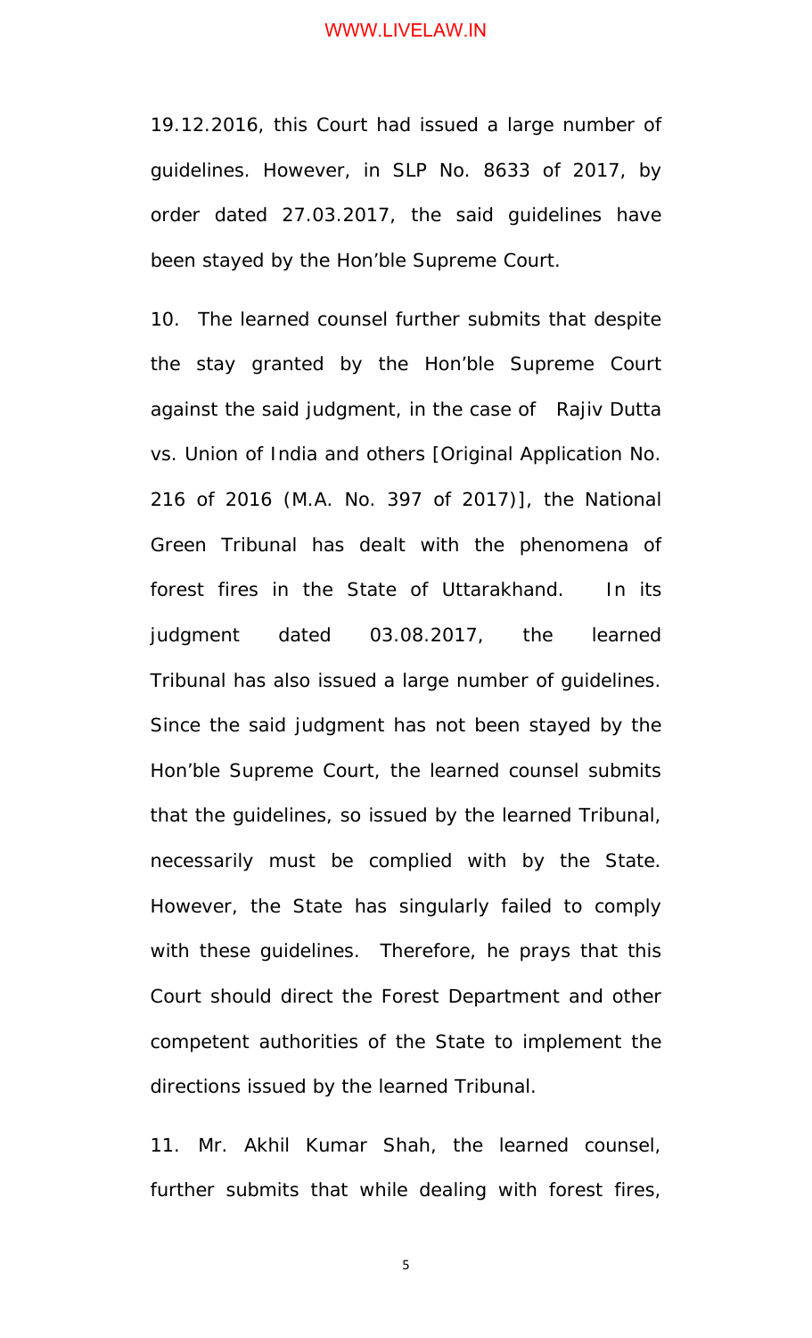19.12.2016, this Court had issued a large number of guidelines. However, in SLP No. 8633 of 2017, by order dated 27.03.2017, the said guidelines have been stayed by the Hon'ble Supreme Court.

10. The learned counsel further submits that despite the stay granted by the Hon'ble Supreme Court against the said judgment, in the case of Rajiv Dutta vs. Union of India and others [Original Application No. 216 of 2016 (M.A. No. 397 of 2017)], the National Green Tribunal has dealt with the phenomena of forest fires in the State of Uttarakhand. In its judgment dated 03.08.2017, the learned Tribunal has also issued a large number of guidelines. Since the said judgment has not been stayed by the Hon'ble Supreme Court, the learned counsel submits that the guidelines, so issued by the learned Tribunal, necessarily must be complied with by the State. However, the State has singularly failed to comply with these guidelines. Therefore, he prays that this Court should direct the Forest Department and other competent authorities of the State to implement the directions issued by the learned Tribunal.

11. Mr. Akhil Kumar Shah, the learned counsel, further submits that while dealing with forest fires,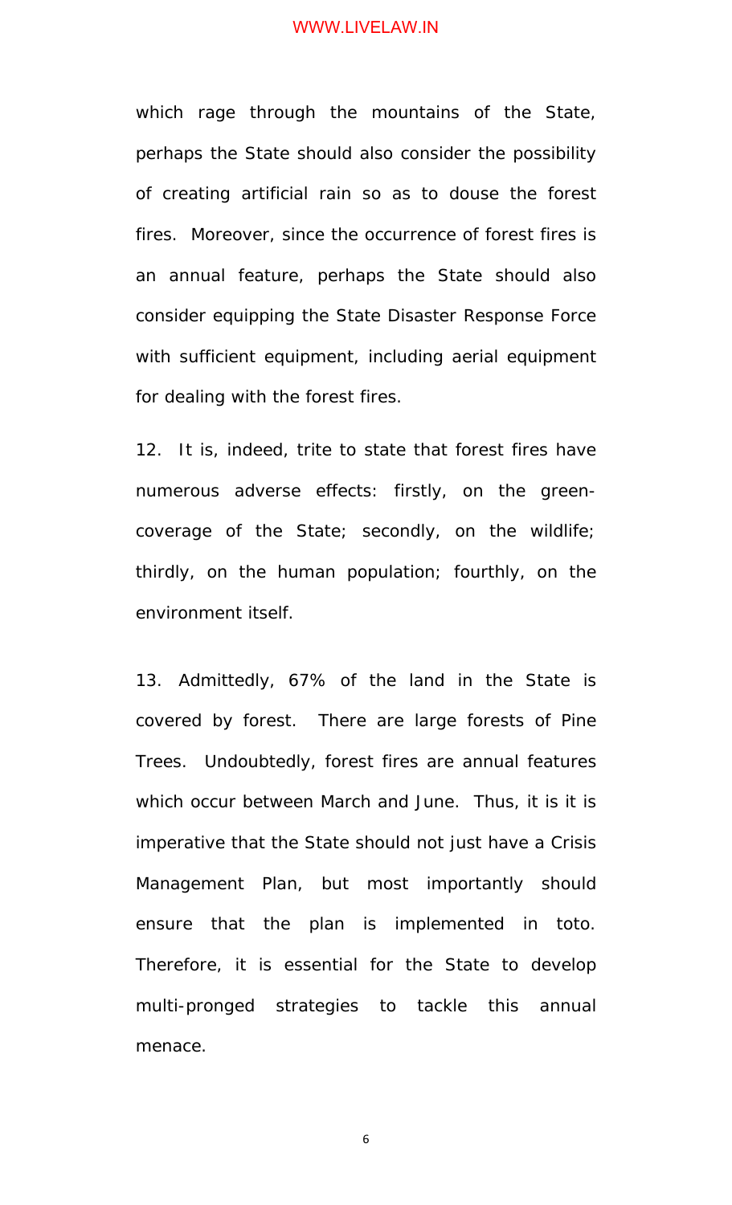which rage through the mountains of the State, perhaps the State should also consider the possibility of creating artificial rain so as to douse the forest fires. Moreover, since the occurrence of forest fires is an annual feature, perhaps the State should also consider equipping the State Disaster Response Force with sufficient equipment, including aerial equipment for dealing with the forest fires.

12. It is, indeed, trite to state that forest fires have numerous adverse effects: firstly, on the green-coverage of the State; secondly, on the wildlife; thirdly, on the human population; fourthly, on the environment itself.

13. Admittedly, 67% of the land in the State is covered by forest. There are large forests of Pine Trees. Undoubtedly, forest fires are annual features which occur between March and June. Thus, it is it is imperative that the State should not just have a Crisis Management Plan, but most importantly should ensure that the plan is implemented in toto. Therefore, it is essential for the State to develop multi-pronged strategies to tackle this annual menace.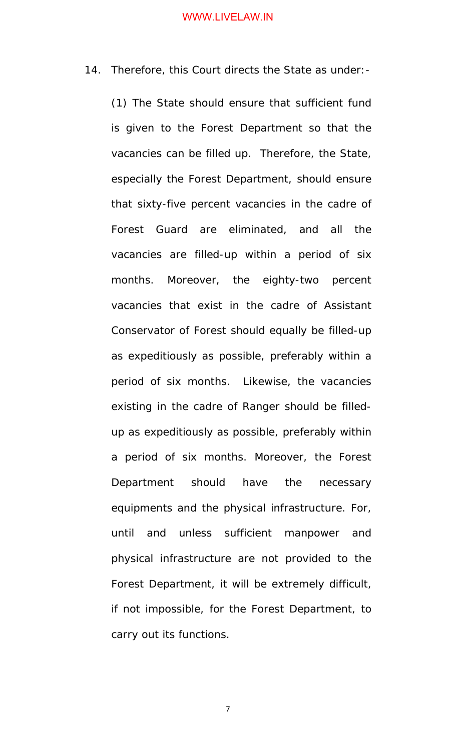14. Therefore, this Court directs the State as under:-

(1) The State should ensure that sufficient fund is given to the Forest Department so that the vacancies can be filled up. Therefore, the State, especially the Forest Department, should ensure that sixty-five percent vacancies in the cadre of Forest Guard are eliminated, and all the vacancies are filled-up within a period of six months. Moreover, the eighty-two percent vacancies that exist in the cadre of Assistant Conservator of Forest should equally be filled-up as expeditiously as possible, preferably within a period of six months. Likewise, the vacancies existing in the cadre of Ranger should be filled-up as expeditiously as possible, preferably within a period of six months. Moreover, the Forest Department should have the necessary equipments and the physical infrastructure. For, until and unless sufficient manpower and physical infrastructure are not provided to the Forest Department, it will be extremely difficult, if not impossible, for the Forest Department, to carry out its functions.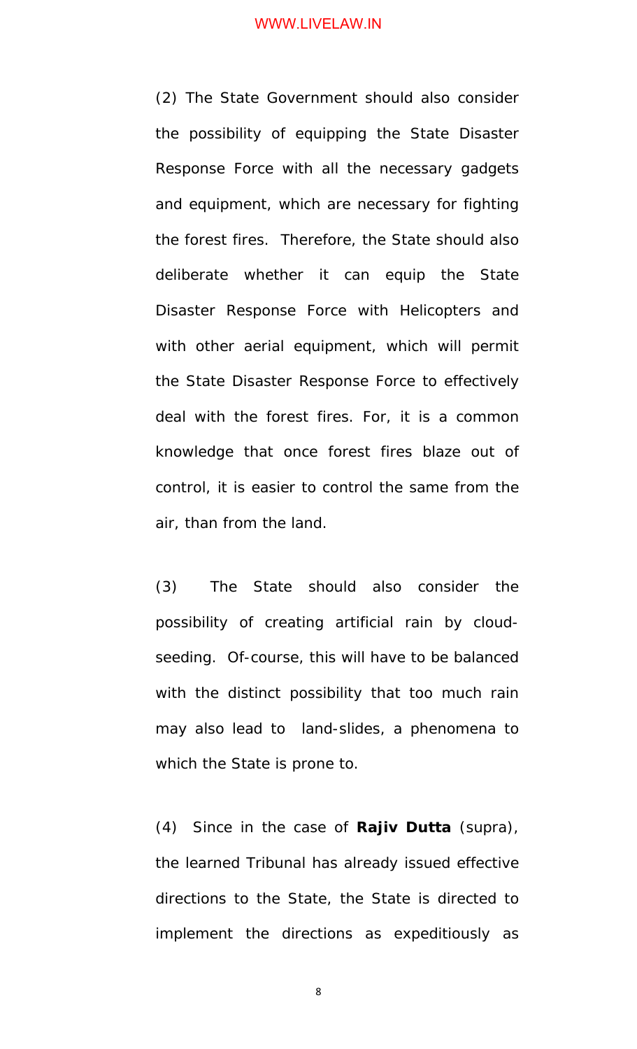(2) The State Government should also consider the possibility of equipping the State Disaster Response Force with all the necessary gadgets and equipment, which are necessary for fighting the forest fires. Therefore, the State should also deliberate whether it can equip the State Disaster Response Force with Helicopters and with other aerial equipment, which will permit the State Disaster Response Force to effectively deal with the forest fires. For, it is a common knowledge that once forest fires blaze out of control, it is easier to control the same from the air, than from the land.

(3) The State should also consider the possibility of creating artificial rain by cloud-seeding. Of-course, this will have to be balanced with the distinct possibility that too much rain may also lead to land-slides, a phenomena to which the State is prone to.

(4) Since in the case of **Rajiv Dutta** (supra), the learned Tribunal has already issued effective directions to the State, the State is directed to implement the directions as expeditiously as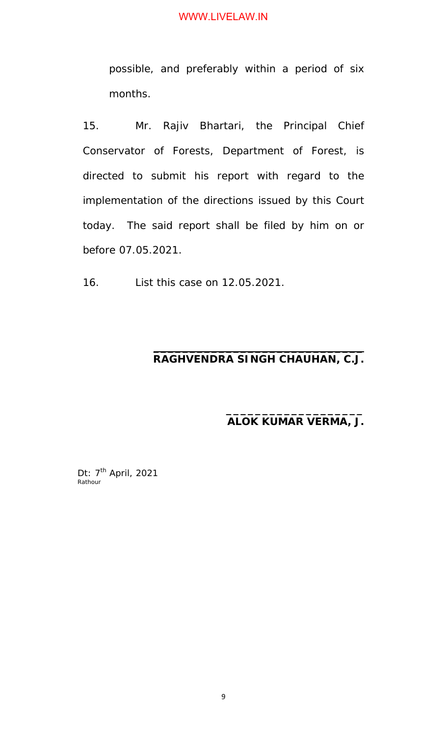possible, and preferably within a period of six months.

15. Mr. Rajiv Bhartari, the Principal Chief Conservator of Forests, Department of Forest, is directed to submit his report with regard to the implementation of the directions issued by this Court today. The said report shall be filed by him on or before 07.05.2021.

16. List this case on 12.05.2021.

**RAGHVENDRA SINGH CHAUHAN, C.J.**

**ALOK KUMAR VERMA, J.**

Dt: 7th April, 2021
Rathour